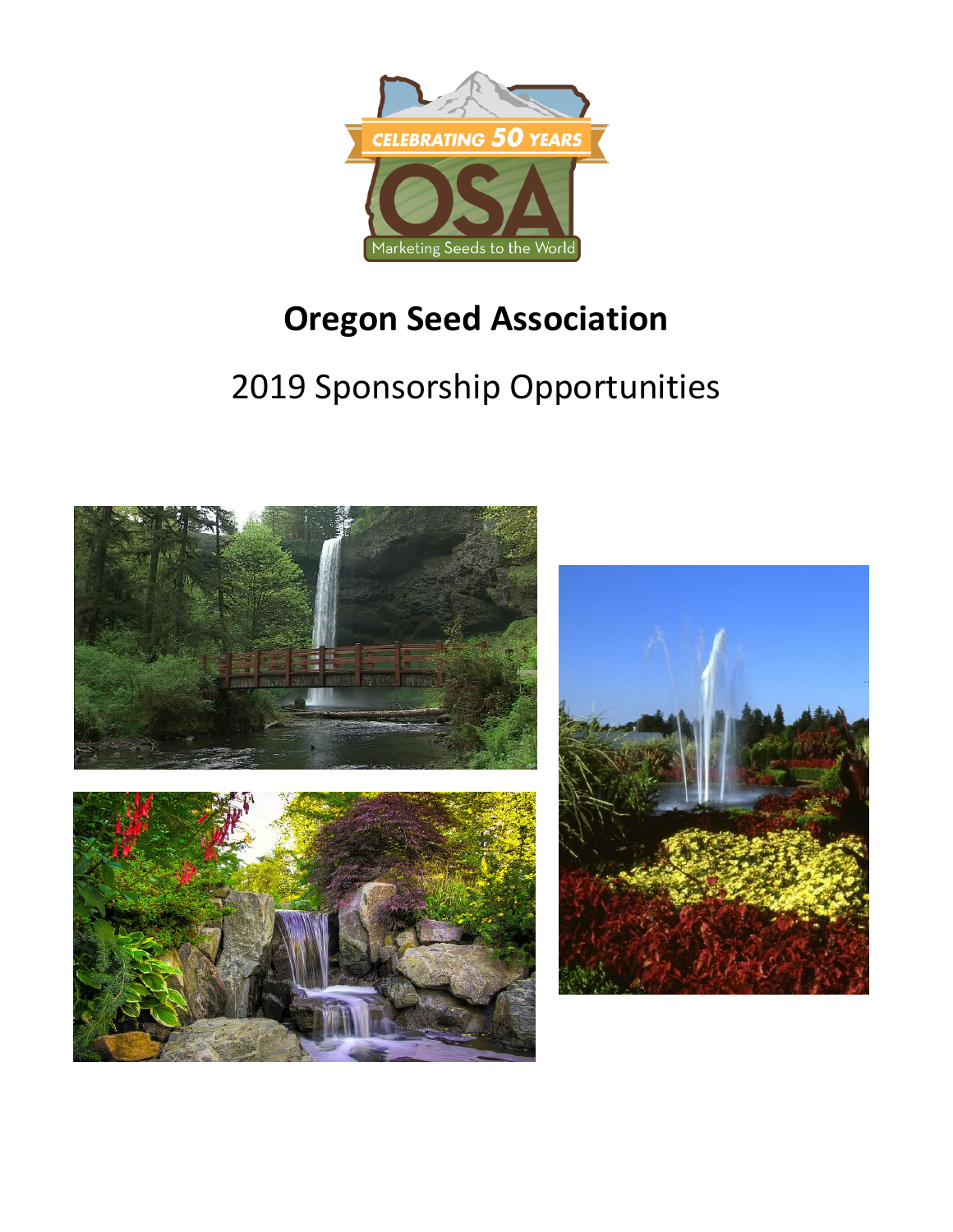# Oregon Seed Association

## 2019 Sponsorship Opportunities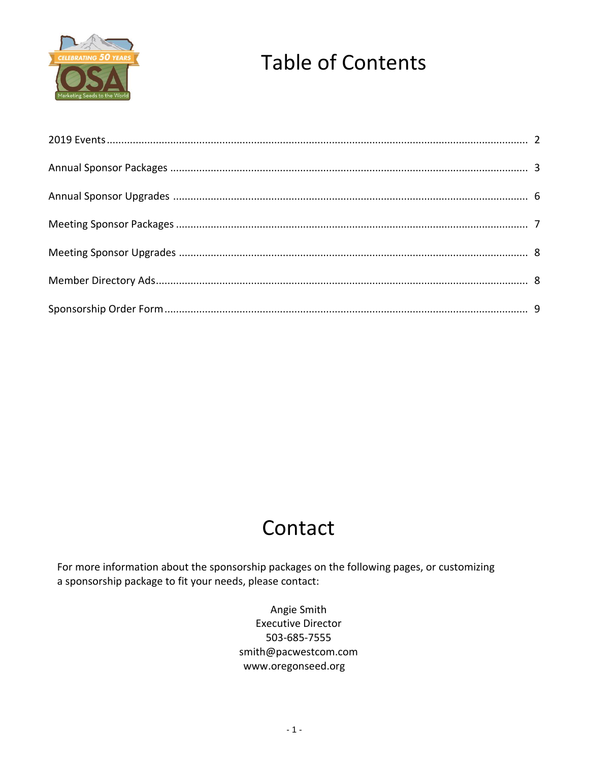# Table of Contents

2019 Events .................................................... 2

Annual Sponsor Packages .................................................... 3

Annual Sponsor Upgrades .................................................... 6

Meeting Sponsor Packages .................................................... 7

Meeting Sponsor Upgrades .................................................... 8

Member Directory Ads .................................................... 8

Sponsorship Order Form .................................................... 9

# Contact

For more information about the sponsorship packages on the following pages, or customizing a sponsorship package to fit your needs, please contact:

Angie Smith
Executive Director
503-685-7555
smith@pacwestcom.com
www.oregonseed.org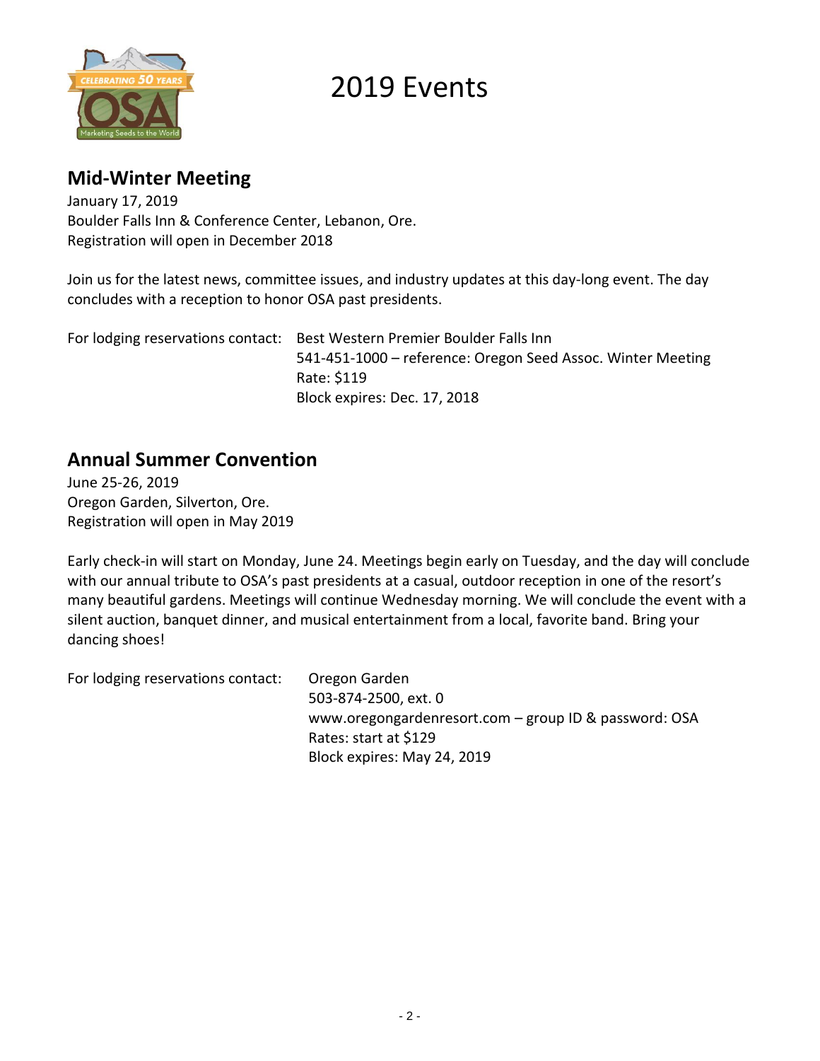# 2019 Events

## Mid-Winter Meeting

January 17, 2019
Boulder Falls Inn & Conference Center, Lebanon, Ore.
Registration will open in December 2018

Join us for the latest news, committee issues, and industry updates at this day-long event. The day concludes with a reception to honor OSA past presidents.

For lodging reservations contact: Best Western Premier Boulder Falls Inn
541-451-1000 – reference: Oregon Seed Assoc. Winter Meeting
Rate: $119
Block expires: Dec. 17, 2018

## Annual Summer Convention

June 25-26, 2019
Oregon Garden, Silverton, Ore.
Registration will open in May 2019

Early check-in will start on Monday, June 24. Meetings begin early on Tuesday, and the day will conclude with our annual tribute to OSA's past presidents at a casual, outdoor reception in one of the resort's many beautiful gardens. Meetings will continue Wednesday morning. We will conclude the event with a silent auction, banquet dinner, and musical entertainment from a local, favorite band. Bring your dancing shoes!

For lodging reservations contact: Oregon Garden
503-874-2500, ext. 0
www.oregongardenresort.com – group ID & password: OSA
Rates: start at $129
Block expires: May 24, 2019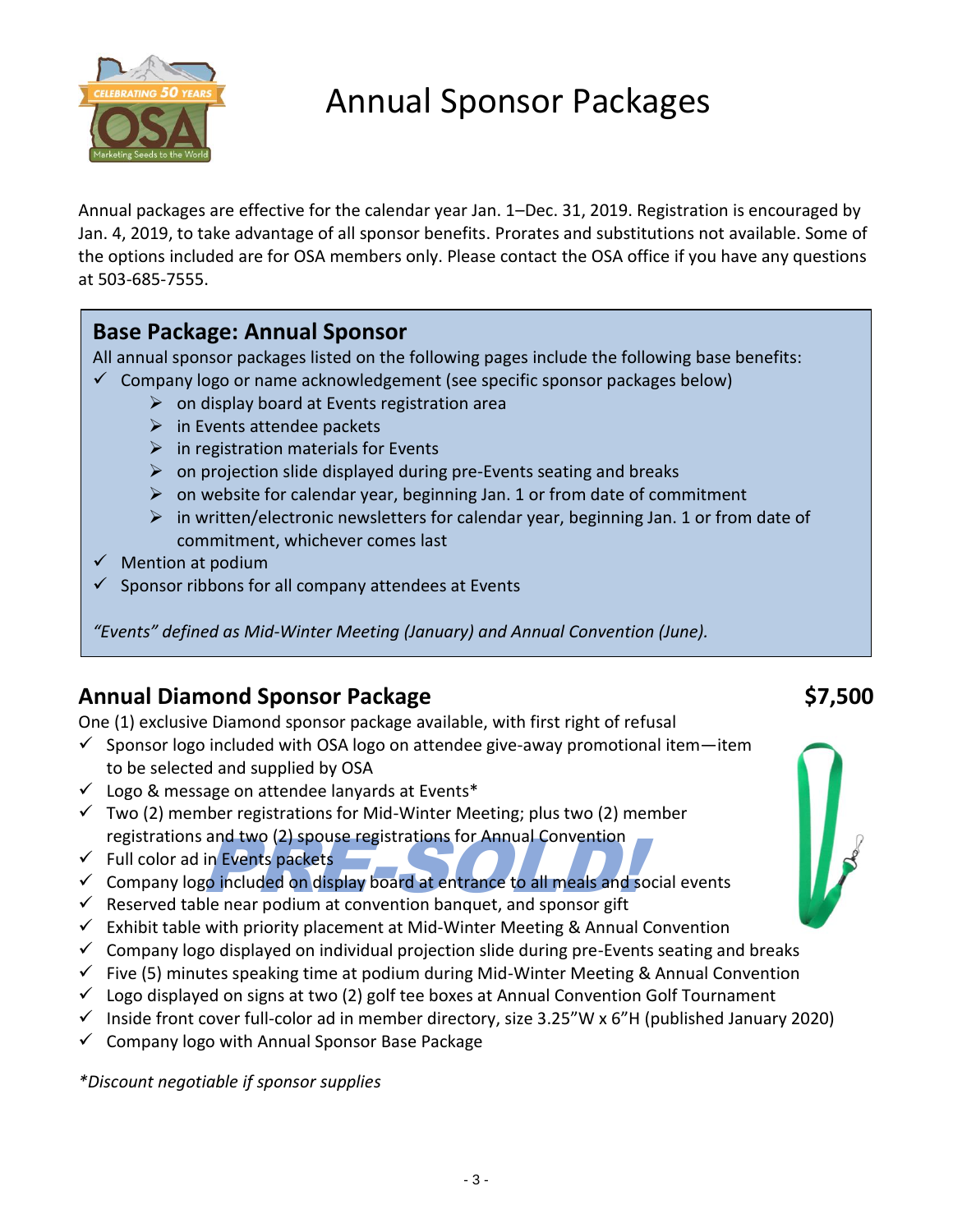# Annual Sponsor Packages

Annual packages are effective for the calendar year Jan. 1–Dec. 31, 2019. Registration is encouraged by Jan. 4, 2019, to take advantage of all sponsor benefits. Prorates and substitutions not available. Some of the options included are for OSA members only. Please contact the OSA office if you have any questions at 503-685-7555.

## Base Package: Annual Sponsor

All annual sponsor packages listed on the following pages include the following base benefits:

- ✓ Company logo or name acknowledgement (see specific sponsor packages below)
  - on display board at Events registration area
  - in Events attendee packets
  - in registration materials for Events
  - on projection slide displayed during pre-Events seating and breaks
  - on website for calendar year, beginning Jan. 1 or from date of commitment
  - in written/electronic newsletters for calendar year, beginning Jan. 1 or from date of commitment, whichever comes last
- ✓ Mention at podium
- ✓ Sponsor ribbons for all company attendees at Events

*"Events" defined as Mid-Winter Meeting (January) and Annual Convention (June).*

## Annual Diamond Sponsor Package — $7,500

**PRE-SOLD!**

One (1) exclusive Diamond sponsor package available, with first right of refusal

- ✓ Sponsor logo included with OSA logo on attendee give-away promotional item—item to be selected and supplied by OSA
- ✓ Logo & message on attendee lanyards at Events*
- ✓ Two (2) member registrations for Mid-Winter Meeting; plus two (2) member registrations and two (2) spouse registrations for Annual Convention
- ✓ Full color ad in Events packets
- ✓ Company logo included on display board at entrance to all meals and social events
- ✓ Reserved table near podium at convention banquet, and sponsor gift
- ✓ Exhibit table with priority placement at Mid-Winter Meeting & Annual Convention
- ✓ Company logo displayed on individual projection slide during pre-Events seating and breaks
- ✓ Five (5) minutes speaking time at podium during Mid-Winter Meeting & Annual Convention
- ✓ Logo displayed on signs at two (2) golf tee boxes at Annual Convention Golf Tournament
- ✓ Inside front cover full-color ad in member directory, size 3.25"W x 6"H (published January 2020)
- ✓ Company logo with Annual Sponsor Base Package

*\*Discount negotiable if sponsor supplies*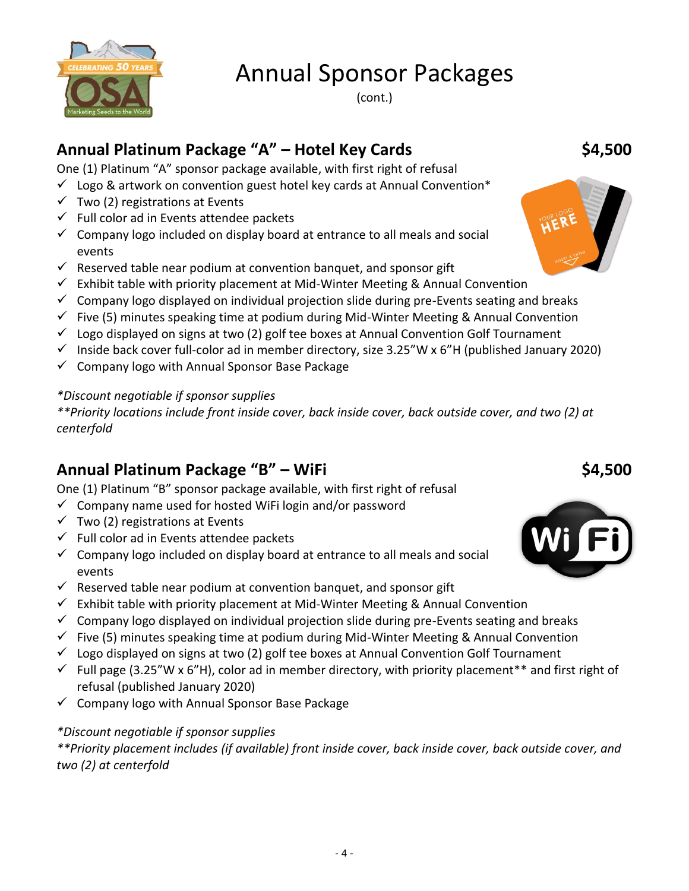# Annual Sponsor Packages

(cont.)

## Annual Platinum Package "A" – Hotel Key Cards — $4,500

One (1) Platinum "A" sponsor package available, with first right of refusal

- ✓ Logo & artwork on convention guest hotel key cards at Annual Convention*
- ✓ Two (2) registrations at Events
- ✓ Full color ad in Events attendee packets
- ✓ Company logo included on display board at entrance to all meals and social events
- ✓ Reserved table near podium at convention banquet, and sponsor gift
- ✓ Exhibit table with priority placement at Mid-Winter Meeting & Annual Convention
- ✓ Company logo displayed on individual projection slide during pre-Events seating and breaks
- ✓ Five (5) minutes speaking time at podium during Mid-Winter Meeting & Annual Convention
- ✓ Logo displayed on signs at two (2) golf tee boxes at Annual Convention Golf Tournament
- ✓ Inside back cover full-color ad in member directory, size 3.25"W x 6"H (published January 2020)
- ✓ Company logo with Annual Sponsor Base Package

*\*Discount negotiable if sponsor supplies*

*\*\*Priority locations include front inside cover, back inside cover, back outside cover, and two (2) at centerfold*

## Annual Platinum Package "B" – WiFi — $4,500

One (1) Platinum "B" sponsor package available, with first right of refusal

- ✓ Company name used for hosted WiFi login and/or password
- ✓ Two (2) registrations at Events
- ✓ Full color ad in Events attendee packets
- ✓ Company logo included on display board at entrance to all meals and social events
- ✓ Reserved table near podium at convention banquet, and sponsor gift
- ✓ Exhibit table with priority placement at Mid-Winter Meeting & Annual Convention
- ✓ Company logo displayed on individual projection slide during pre-Events seating and breaks
- ✓ Five (5) minutes speaking time at podium during Mid-Winter Meeting & Annual Convention
- ✓ Logo displayed on signs at two (2) golf tee boxes at Annual Convention Golf Tournament
- ✓ Full page (3.25"W x 6"H), color ad in member directory, with priority placement** and first right of refusal (published January 2020)
- ✓ Company logo with Annual Sponsor Base Package

*\*Discount negotiable if sponsor supplies*

*\*\*Priority placement includes (if available) front inside cover, back inside cover, back outside cover, and two (2) at centerfold*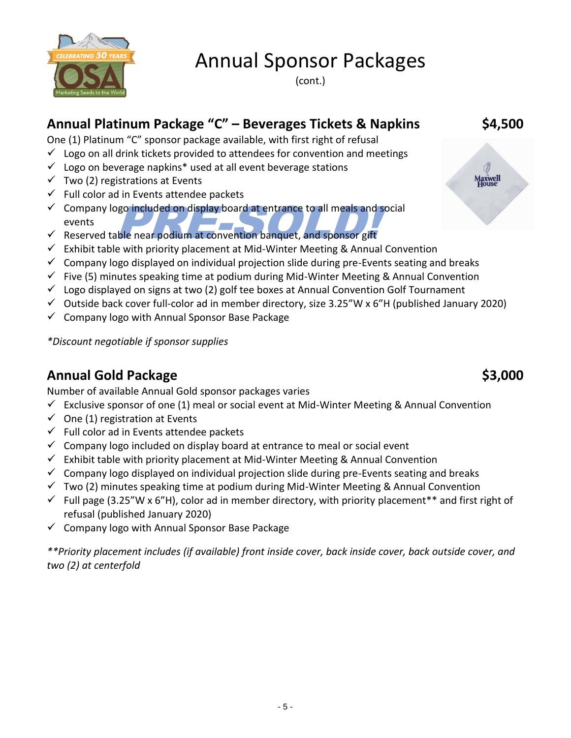# Annual Sponsor Packages

(cont.)

## Annual Platinum Package "C" – Beverages Tickets & Napkins — $4,500

One (1) Platinum "C" sponsor package available, with first right of refusal

- ✓ Logo on all drink tickets provided to attendees for convention and meetings
- ✓ Logo on beverage napkins* used at all event beverage stations
- ✓ Two (2) registrations at Events
- ✓ Full color ad in Events attendee packets
- ✓ Company logo included on display board at entrance to all meals and social events
- ✓ Reserved table near podium at convention banquet, and sponsor gift
- ✓ Exhibit table with priority placement at Mid-Winter Meeting & Annual Convention
- ✓ Company logo displayed on individual projection slide during pre-Events seating and breaks
- ✓ Five (5) minutes speaking time at podium during Mid-Winter Meeting & Annual Convention
- ✓ Logo displayed on signs at two (2) golf tee boxes at Annual Convention Golf Tournament
- ✓ Outside back cover full-color ad in member directory, size 3.25"W x 6"H (published January 2020)
- ✓ Company logo with Annual Sponsor Base Package

**PRE-SOLD!**

*\*Discount negotiable if sponsor supplies*

## Annual Gold Package — $3,000

Number of available Annual Gold sponsor packages varies

- ✓ Exclusive sponsor of one (1) meal or social event at Mid-Winter Meeting & Annual Convention
- ✓ One (1) registration at Events
- ✓ Full color ad in Events attendee packets
- ✓ Company logo included on display board at entrance to meal or social event
- ✓ Exhibit table with priority placement at Mid-Winter Meeting & Annual Convention
- ✓ Company logo displayed on individual projection slide during pre-Events seating and breaks
- ✓ Two (2) minutes speaking time at podium during Mid-Winter Meeting & Annual Convention
- ✓ Full page (3.25"W x 6"H), color ad in member directory, with priority placement** and first right of refusal (published January 2020)
- ✓ Company logo with Annual Sponsor Base Package

*\*\*Priority placement includes (if available) front inside cover, back inside cover, back outside cover, and two (2) at centerfold*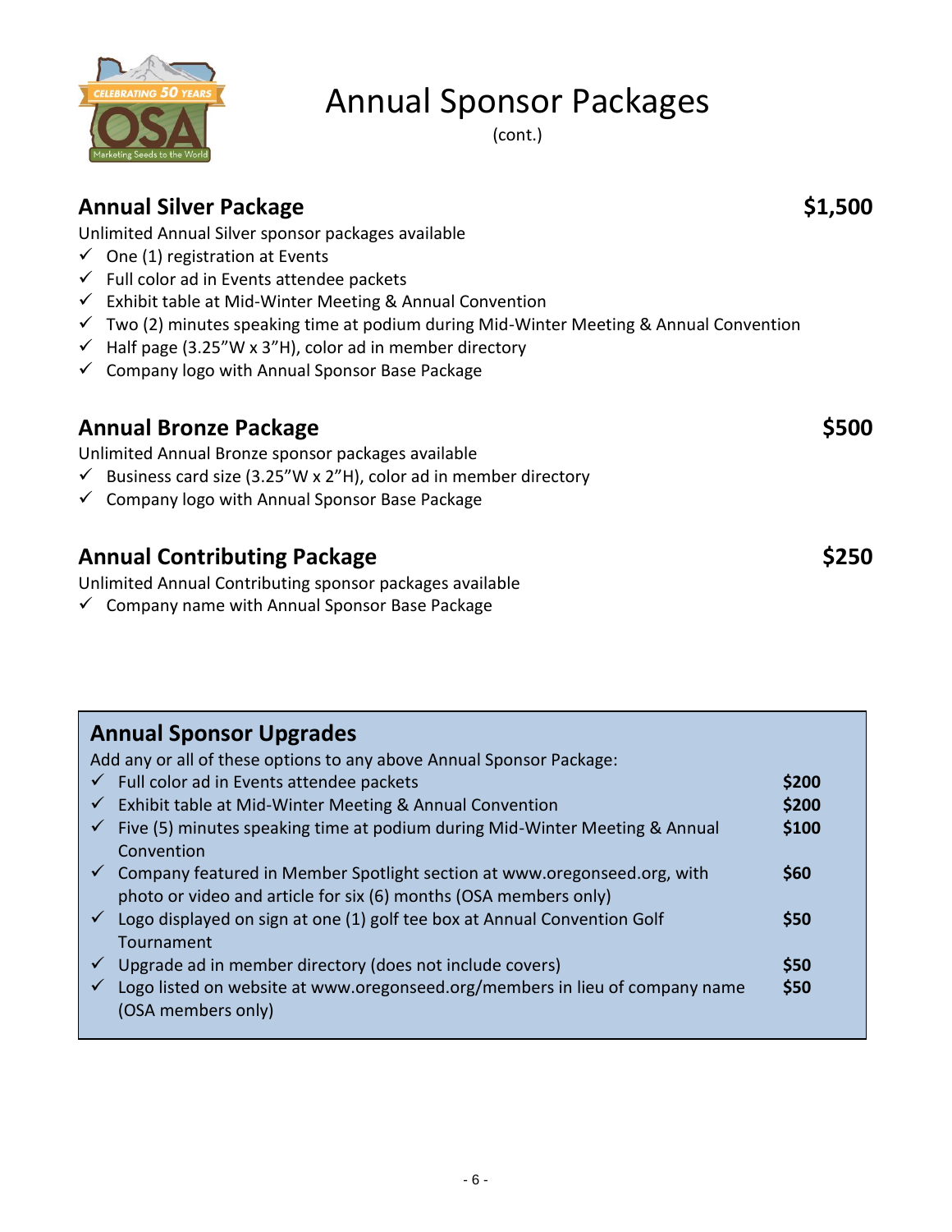# Annual Sponsor Packages

(cont.)

## Annual Silver Package — $1,500

Unlimited Annual Silver sponsor packages available

- ✓ One (1) registration at Events
- ✓ Full color ad in Events attendee packets
- ✓ Exhibit table at Mid-Winter Meeting & Annual Convention
- ✓ Two (2) minutes speaking time at podium during Mid-Winter Meeting & Annual Convention
- ✓ Half page (3.25"W x 3"H), color ad in member directory
- ✓ Company logo with Annual Sponsor Base Package

## Annual Bronze Package — $500

Unlimited Annual Bronze sponsor packages available

- ✓ Business card size (3.25"W x 2"H), color ad in member directory
- ✓ Company logo with Annual Sponsor Base Package

## Annual Contributing Package — $250

Unlimited Annual Contributing sponsor packages available

- ✓ Company name with Annual Sponsor Base Package

## Annual Sponsor Upgrades

Add any or all of these options to any above Annual Sponsor Package:

| Upgrade | Price |
|---|---|
| ✓ Full color ad in Events attendee packets | $200 |
| ✓ Exhibit table at Mid-Winter Meeting & Annual Convention | $200 |
| ✓ Five (5) minutes speaking time at podium during Mid-Winter Meeting & Annual Convention | $100 |
| ✓ Company featured in Member Spotlight section at www.oregonseed.org, with photo or video and article for six (6) months (OSA members only) | $60 |
| ✓ Logo displayed on sign at one (1) golf tee box at Annual Convention Golf Tournament | $50 |
| ✓ Upgrade ad in member directory (does not include covers) | $50 |
| ✓ Logo listed on website at www.oregonseed.org/members in lieu of company name (OSA members only) | $50 |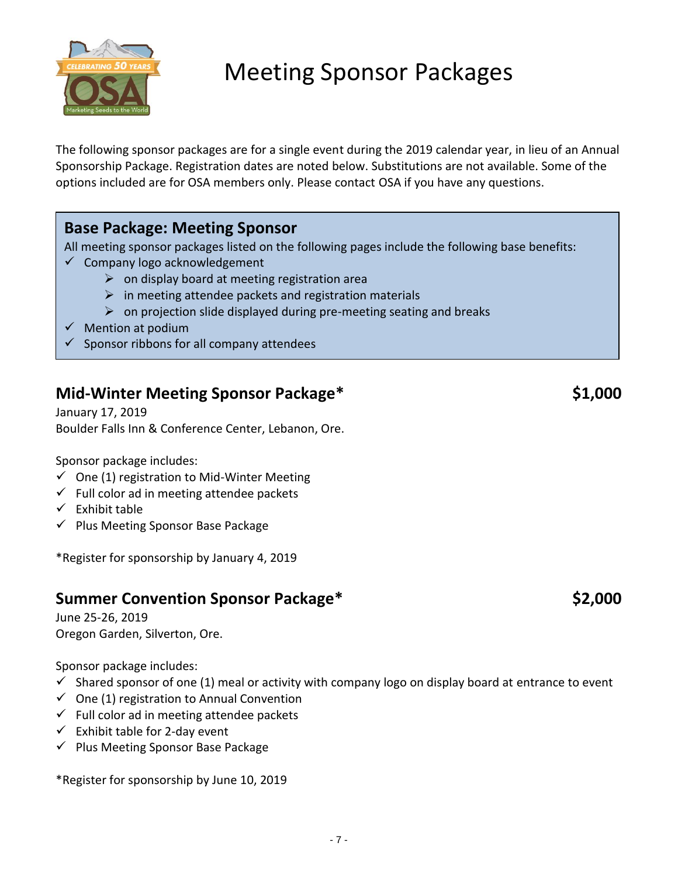# Meeting Sponsor Packages

The following sponsor packages are for a single event during the 2019 calendar year, in lieu of an Annual Sponsorship Package. Registration dates are noted below. Substitutions are not available. Some of the options included are for OSA members only. Please contact OSA if you have any questions.

## Base Package: Meeting Sponsor

All meeting sponsor packages listed on the following pages include the following base benefits:

- ✓ Company logo acknowledgement
  - ➢ on display board at meeting registration area
  - ➢ in meeting attendee packets and registration materials
  - ➢ on projection slide displayed during pre-meeting seating and breaks
- ✓ Mention at podium
- ✓ Sponsor ribbons for all company attendees

## Mid-Winter Meeting Sponsor Package* — $1,000

January 17, 2019
Boulder Falls Inn & Conference Center, Lebanon, Ore.

Sponsor package includes:

- ✓ One (1) registration to Mid-Winter Meeting
- ✓ Full color ad in meeting attendee packets
- ✓ Exhibit table
- ✓ Plus Meeting Sponsor Base Package

*Register for sponsorship by January 4, 2019

## Summer Convention Sponsor Package* — $2,000

June 25-26, 2019
Oregon Garden, Silverton, Ore.

Sponsor package includes:

- ✓ Shared sponsor of one (1) meal or activity with company logo on display board at entrance to event
- ✓ One (1) registration to Annual Convention
- ✓ Full color ad in meeting attendee packets
- ✓ Exhibit table for 2-day event
- ✓ Plus Meeting Sponsor Base Package

*Register for sponsorship by June 10, 2019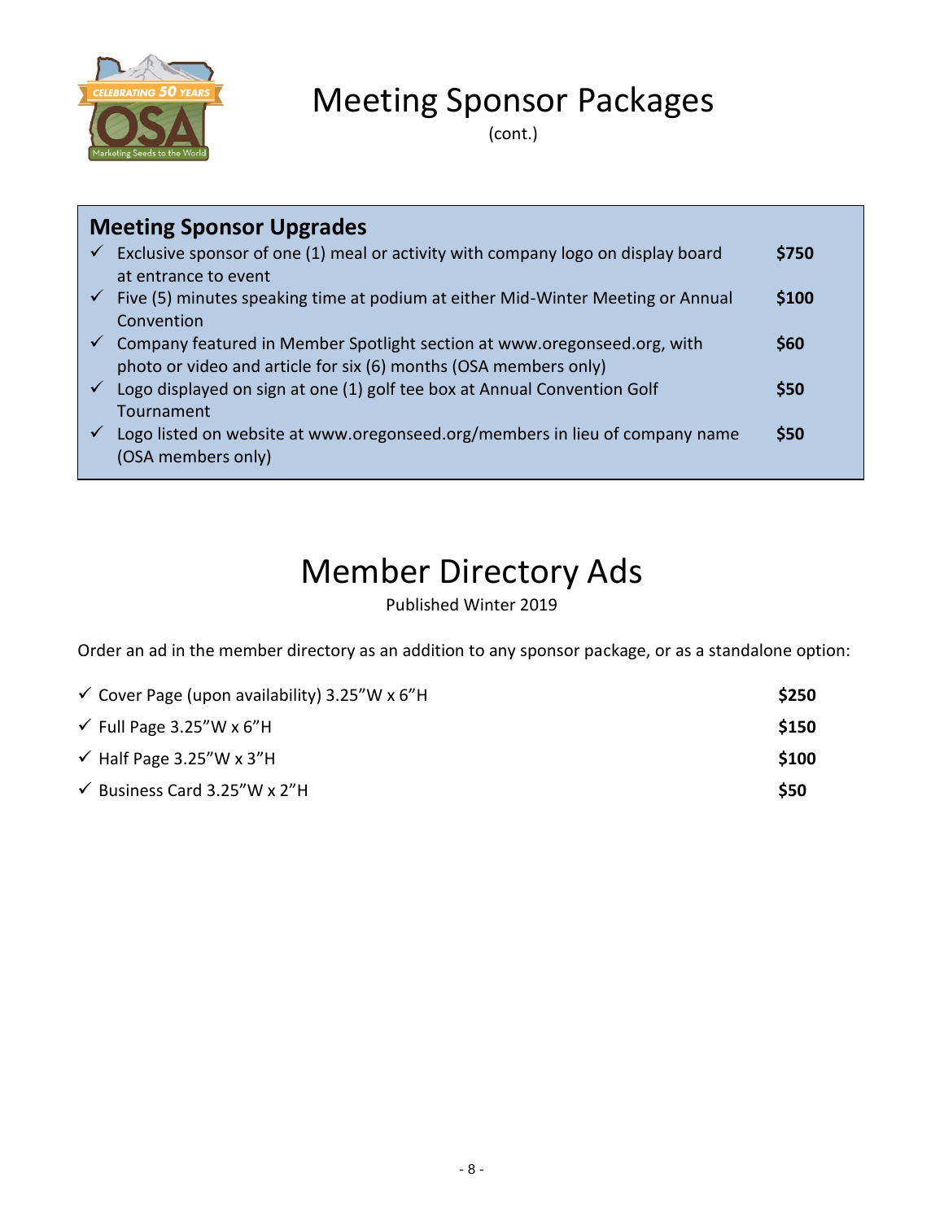# Meeting Sponsor Packages

(cont.)

## Meeting Sponsor Upgrades

| | |
|---|---|
| ✓ Exclusive sponsor of one (1) meal or activity with company logo on display board at entrance to event | **$750** |
| ✓ Five (5) minutes speaking time at podium at either Mid-Winter Meeting or Annual Convention | **$100** |
| ✓ Company featured in Member Spotlight section at www.oregonseed.org, with photo or video and article for six (6) months (OSA members only) | **$60** |
| ✓ Logo displayed on sign at one (1) golf tee box at Annual Convention Golf Tournament | **$50** |
| ✓ Logo listed on website at www.oregonseed.org/members in lieu of company name (OSA members only) | **$50** |

# Member Directory Ads

Published Winter 2019

Order an ad in the member directory as an addition to any sponsor package, or as a standalone option:

| | |
|---|---|
| ✓ Cover Page (upon availability) 3.25"W x 6"H | **$250** |
| ✓ Full Page 3.25"W x 6"H | **$150** |
| ✓ Half Page 3.25"W x 3"H | **$100** |
| ✓ Business Card 3.25"W x 2"H | **$50** |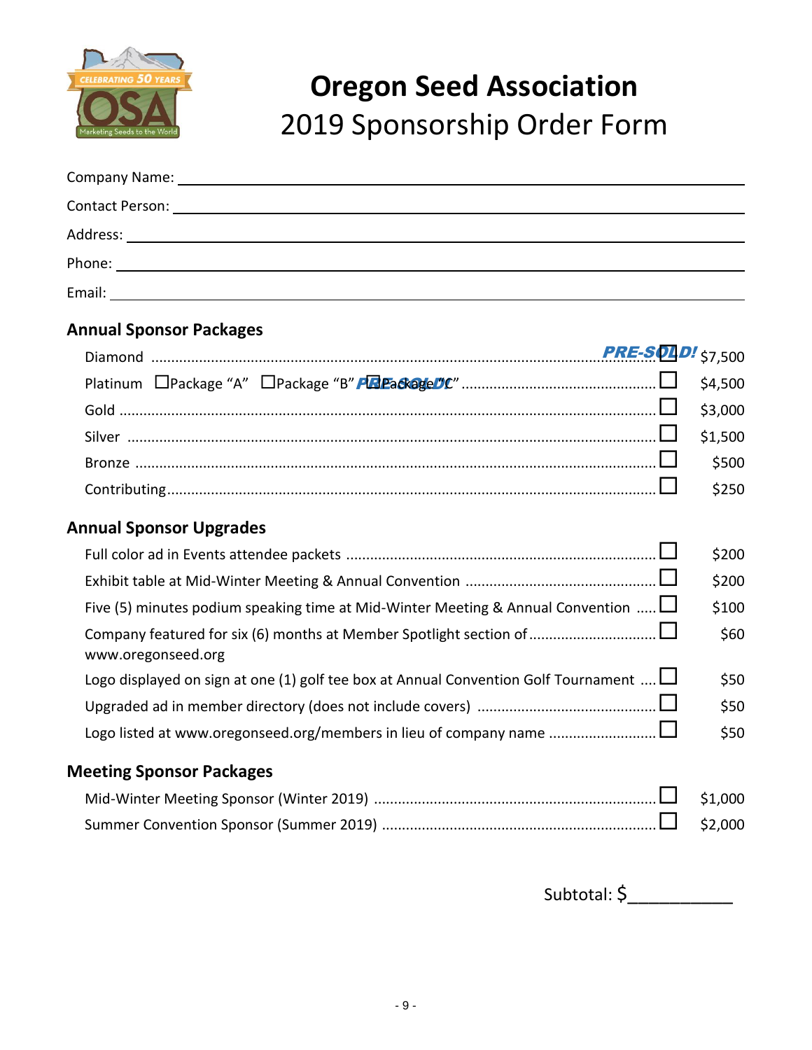# Oregon Seed Association
## 2019 Sponsorship Order Form

Company Name: \_\_\_\_\_\_\_\_\_\_\_\_\_\_\_\_\_\_\_\_\_\_\_\_\_\_\_\_\_\_\_\_\_\_\_\_\_\_\_\_

Contact Person: \_\_\_\_\_\_\_\_\_\_\_\_\_\_\_\_\_\_\_\_\_\_\_\_\_\_\_\_\_\_\_\_\_\_\_\_\_\_\_\_

Address: \_\_\_\_\_\_\_\_\_\_\_\_\_\_\_\_\_\_\_\_\_\_\_\_\_\_\_\_\_\_\_\_\_\_\_\_\_\_\_\_

Phone: \_\_\_\_\_\_\_\_\_\_\_\_\_\_\_\_\_\_\_\_\_\_\_\_\_\_\_\_\_\_\_\_\_\_\_\_\_\_\_\_

Email: \_\_\_\_\_\_\_\_\_\_\_\_\_\_\_\_\_\_\_\_\_\_\_\_\_\_\_\_\_\_\_\_\_\_\_\_\_\_\_\_

### Annual Sponsor Packages

| Item | | Price |
|---|---|---|
| Diamond | **PRE-SOLD!** | $7,500 |
| Platinum ☐Package "A" ☐Package "B" ☐Package "C" **PRE-SOLD!** | ☐ | $4,500 |
| Gold | ☐ | $3,000 |
| Silver | ☐ | $1,500 |
| Bronze | ☐ | $500 |
| Contributing | ☐ | $250 |

### Annual Sponsor Upgrades

| Item | | Price |
|---|---|---|
| Full color ad in Events attendee packets | ☐ | $200 |
| Exhibit table at Mid-Winter Meeting & Annual Convention | ☐ | $200 |
| Five (5) minutes podium speaking time at Mid-Winter Meeting & Annual Convention | ☐ | $100 |
| Company featured for six (6) months at Member Spotlight section of www.oregonseed.org | ☐ | $60 |
| Logo displayed on sign at one (1) golf tee box at Annual Convention Golf Tournament | ☐ | $50 |
| Upgraded ad in member directory (does not include covers) | ☐ | $50 |
| Logo listed at www.oregonseed.org/members in lieu of company name | ☐ | $50 |

### Meeting Sponsor Packages

| Item | | Price |
|---|---|---|
| Mid-Winter Meeting Sponsor (Winter 2019) | ☐ | $1,000 |
| Summer Convention Sponsor (Summer 2019) | ☐ | $2,000 |

Subtotal: $\_\_\_\_\_\_\_\_\_\_\_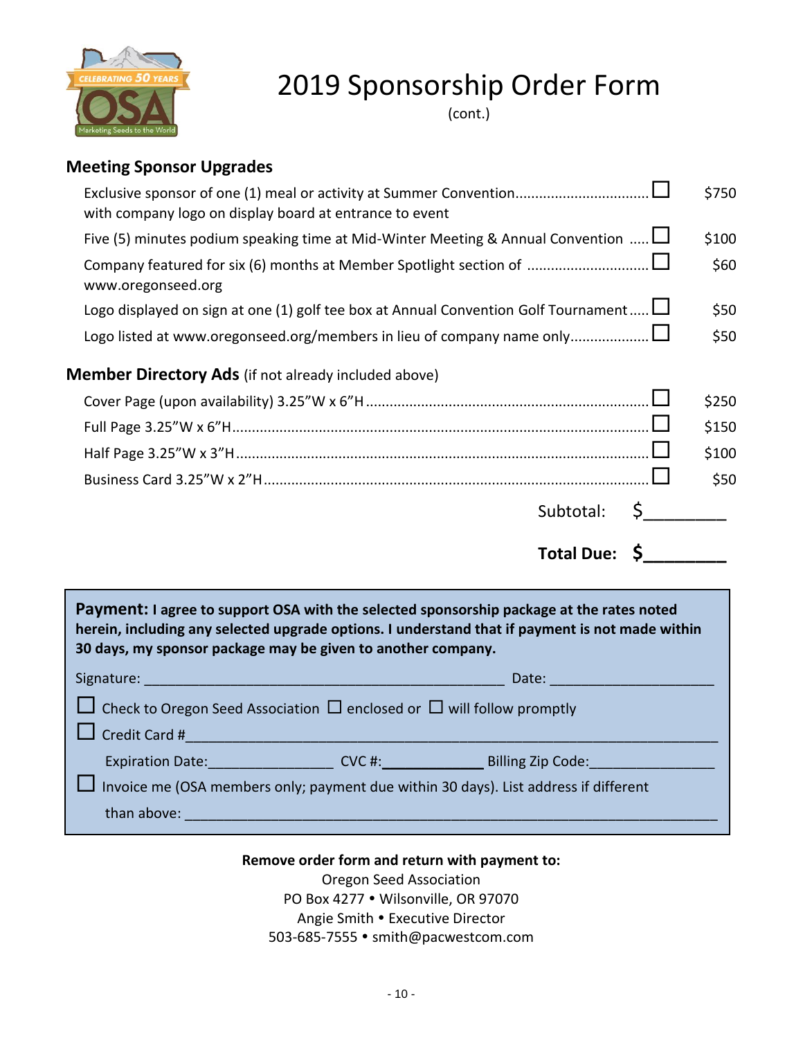# 2019 Sponsorship Order Form

(cont.)

## Meeting Sponsor Upgrades

| | | |
|---|---|---|
| Exclusive sponsor of one (1) meal or activity at Summer Convention with company logo on display board at entrance to event | ☐ | $750 |
| Five (5) minutes podium speaking time at Mid-Winter Meeting & Annual Convention | ☐ | $100 |
| Company featured for six (6) months at Member Spotlight section of www.oregonseed.org | ☐ | $60 |
| Logo displayed on sign at one (1) golf tee box at Annual Convention Golf Tournament | ☐ | $50 |
| Logo listed at www.oregonseed.org/members in lieu of company name only | ☐ | $50 |

## Member Directory Ads (if not already included above)

| | | |
|---|---|---|
| Cover Page (upon availability) 3.25"W x 6"H | ☐ | $250 |
| Full Page 3.25"W x 6"H | ☐ | $150 |
| Half Page 3.25"W x 3"H | ☐ | $100 |
| Business Card 3.25"W x 2"H | ☐ | $50 |

Subtotal: $________

**Total Due: $________**

**Payment: I agree to support OSA with the selected sponsorship package at the rates noted herein, including any selected upgrade options. I understand that if payment is not made within 30 days, my sponsor package may be given to another company.**

Signature: ______________________________ Date: ____________________

☐ Check to Oregon Seed Association ☐ enclosed or ☐ will follow promptly

☐ Credit Card #____________________________________________

Expiration Date:_______________ CVC #:_____________ Billing Zip Code:_______________

☐ Invoice me (OSA members only; payment due within 30 days). List address if different than above: ____________________________________________

**Remove order form and return with payment to:**

Oregon Seed Association
PO Box 4277 • Wilsonville, OR 97070
Angie Smith • Executive Director
503-685-7555 • smith@pacwestcom.com